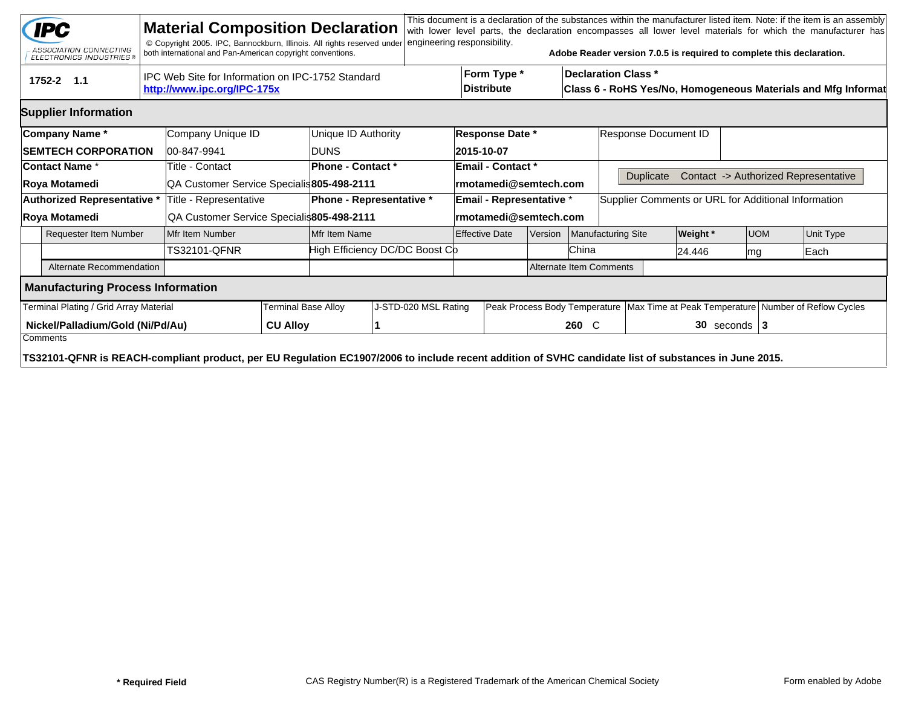# Material Composition Declaration

IPC — ASSOCIATION CONNECTING ELECTRONICS INDUSTRIES®

© Copyright 2005. IPC, Bannockburn, Illinois. All rights reserved under both international and Pan-American copyright conventions.

This document is a declaration of the substances within the manufacturer listed item. Note: if the item is an assembly with lower level parts, the declaration encompasses all lower level materials for which the manufacturer has engineering responsibility.

**Adobe Reader version 7.0.5 is required to complete this declaration.**

| 1752-2 1.1 | IPC Web Site for Information on IPC-1752 Standard **http://www.ipc.org/IPC-175x** | **Form Type *** **Distribute** | **Declaration Class *** **Class 6 - RoHS Yes/No, Homogeneous Materials and Mfg Informat** |
|---|---|---|---|

## Supplier Information

| **Company Name *** | Company Unique ID | Unique ID Authority | **Response Date *** | Response Document ID |
|---|---|---|---|---|
| **SEMTECH CORPORATION** | 00-847-9941 | DUNS | **2015-10-07** | |
| **Contact Name *** | Title - Contact | **Phone - Contact *** | **Email - Contact *** | Duplicate Contact -> Authorized Representative |
| **Roya Motamedi** | QA Customer Service Specialis | **805-498-2111** | **rmotamedi@semtech.com** | |
| **Authorized Representative *** | Title - Representative | **Phone - Representative *** | **Email - Representative *** | Supplier Comments or URL for Additional Information |
| **Roya Motamedi** | QA Customer Service Specialis | **805-498-2111** | **rmotamedi@semtech.com** | |

| Requester Item Number | Mfr Item Number | Mfr Item Name | Effective Date | Version | Manufacturing Site | **Weight *** | UOM | Unit Type |
|---|---|---|---|---|---|---|---|---|
| | TS32101-QFNR | High Efficiency DC/DC Boost Co | | | China | 24.446 | mg | Each |
| Alternate Recommendation | | | | Alternate Item Comments | | | | |

## Manufacturing Process Information

| Terminal Plating / Grid Array Material | Terminal Base Alloy | J-STD-020 MSL Rating | Peak Process Body Temperature | Max Time at Peak Temperature | Number of Reflow Cycles |
|---|---|---|---|---|---|
| **Nickel/Palladium/Gold (Ni/Pd/Au)** | **CU Alloy** | **1** | **260** C | **30** seconds | **3** |

Comments

**TS32101-QFNR is REACH-compliant product, per EU Regulation EC1907/2006 to include recent addition of SVHC candidate list of substances in June 2015.**

**\* Required Field** CAS Registry Number(R) is a Registered Trademark of the American Chemical Society Form enabled by Adobe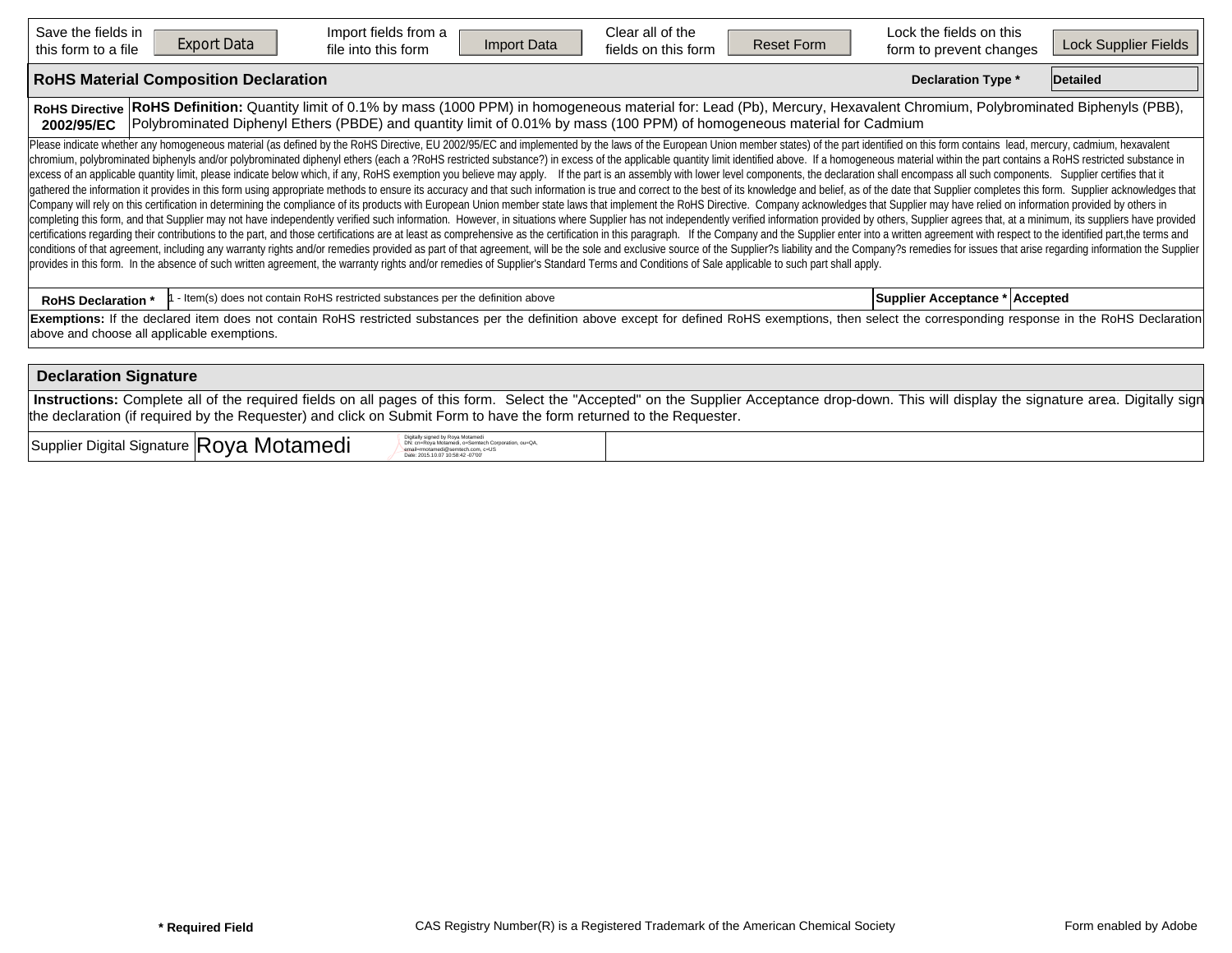| Save the fields in this form to a file | Export Data | Import fields from a file into this form | Import Data | Clear all of the fields on this form | Reset Form | Lock the fields on this form to prevent changes | Lock Supplier Fields |
|---|---|---|---|---|---|---|---|

## RoHS Material Composition Declaration

**Declaration Type *** **Detailed**

**RoHS Directive 2002/95/EC** — **RoHS Definition:** Quantity limit of 0.1% by mass (1000 PPM) in homogeneous material for: Lead (Pb), Mercury, Hexavalent Chromium, Polybrominated Biphenyls (PBB), Polybrominated Diphenyl Ethers (PBDE) and quantity limit of 0.01% by mass (100 PPM) of homogeneous material for Cadmium

Please indicate whether any homogeneous material (as defined by the RoHS Directive, EU 2002/95/EC and implemented by the laws of the European Union member states) of the part identified on this form contains lead, mercury, cadmium, hexavalent chromium, polybrominated biphenyls and/or polybrominated diphenyl ethers (each a ?RoHS restricted substance?) in excess of the applicable quantity limit identified above. If a homogeneous material within the part contains a RoHS restricted substance in excess of an applicable quantity limit, please indicate below which, if any, RoHS exemption you believe may apply. If the part is an assembly with lower level components, the declaration shall encompass all such components. Supplier certifies that it gathered the information it provides in this form using appropriate methods to ensure its accuracy and that such information is true and correct to the best of its knowledge and belief, as of the date that Supplier completes this form. Supplier acknowledges that Company will rely on this certification in determining the compliance of its products with European Union member state laws that implement the RoHS Directive. Company acknowledges that Supplier may have relied on information provided by others in completing this form, and that Supplier may not have independently verified such information. However, in situations where Supplier has not independently verified information provided by others, Supplier agrees that, at a minimum, its suppliers have provided certifications regarding their contributions to the part, and those certifications are at least as comprehensive as the certification in this paragraph. If the Company and the Supplier enter into a written agreement with respect to the identified part,the terms and conditions of that agreement, including any warranty rights and/or remedies provided as part of that agreement, will be the sole and exclusive source of the Supplier?s liability and the Company?s remedies for issues that arise regarding information the Supplier provides in this form. In the absence of such written agreement, the warranty rights and/or remedies of Supplier's Standard Terms and Conditions of Sale applicable to such part shall apply.

| **RoHS Declaration *** | 1 - Item(s) does not contain RoHS restricted substances per the definition above | **Supplier Acceptance *** | **Accepted** |
|---|---|---|---|

**Exemptions:** If the declared item does not contain RoHS restricted substances per the definition above except for defined RoHS exemptions, then select the corresponding response in the RoHS Declaration above and choose all applicable exemptions.

## Declaration Signature

**Instructions:** Complete all of the required fields on all pages of this form. Select the "Accepted" on the Supplier Acceptance drop-down. This will display the signature area. Digitally sign the declaration (if required by the Requester) and click on Submit Form to have the form returned to the Requester.

| Supplier Digital Signature | Roya Motamedi | Digitally signed by Roya Motamedi DN: cn=Roya Motamedi, o=Semtech Corporation, ou=QA, email=rmotamedi@semtech.com, c=US Date: 2015.10.07 10:58:42 -07'00' | |
|---|---|---|---|

**\* Required Field** CAS Registry Number(R) is a Registered Trademark of the American Chemical Society Form enabled by Adobe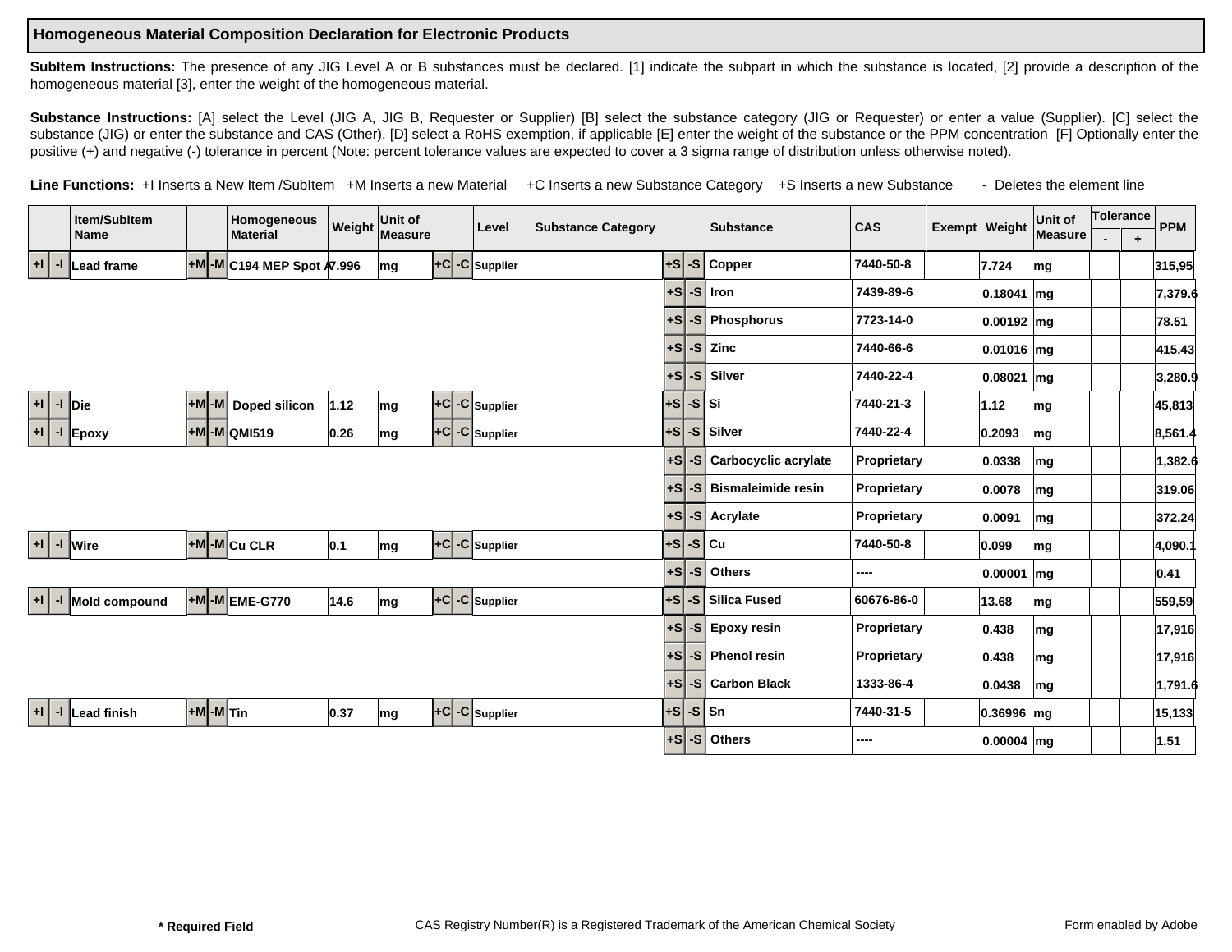# Homogeneous Material Composition Declaration for Electronic Products

**SubItem Instructions:** The presence of any JIG Level A or B substances must be declared. [1] indicate the subpart in which the substance is located, [2] provide a description of the homogeneous material [3], enter the weight of the homogeneous material.

**Substance Instructions:** [A] select the Level (JIG A, JIG B, Requester or Supplier) [B] select the substance category (JIG or Requester) or enter a value (Supplier). [C] select the substance (JIG) or enter the substance and CAS (Other). [D] select a RoHS exemption, if applicable [E] enter the weight of the substance or the PPM concentration [F] Optionally enter the positive (+) and negative (-) tolerance in percent (Note: percent tolerance values are expected to cover a 3 sigma range of distribution unless otherwise noted).

**Line Functions:** +I Inserts a New Item /SubItem +M Inserts a new Material +C Inserts a new Substance Category +S Inserts a new Substance - Deletes the element line

| Item/SubItem Name | Homogeneous Material | Weight | Unit of Measure | Level | Substance Category | Substance | CAS | Exempt | Weight | Unit of Measure | Tolerance - | Tolerance + | PPM |
|---|---|---|---|---|---|---|---|---|---|---|---|---|---|
| Lead frame | C194 MEP Spot A | 7.996 | mg | Supplier | | Copper | 7440-50-8 | | 7.724 | mg | | | 315,95 |
| | | | | | | Iron | 7439-89-6 | | 0.18041 | mg | | | 7,379.6 |
| | | | | | | Phosphorus | 7723-14-0 | | 0.00192 | mg | | | 78.51 |
| | | | | | | Zinc | 7440-66-6 | | 0.01016 | mg | | | 415.43 |
| | | | | | | Silver | 7440-22-4 | | 0.08021 | mg | | | 3,280.9 |
| Die | Doped silicon | 1.12 | mg | Supplier | | Si | 7440-21-3 | | 1.12 | mg | | | 45,813 |
| Epoxy | QMI519 | 0.26 | mg | Supplier | | Silver | 7440-22-4 | | 0.2093 | mg | | | 8,561.4 |
| | | | | | | Carbocyclic acrylate | Proprietary | | 0.0338 | mg | | | 1,382.6 |
| | | | | | | Bismaleimide resin | Proprietary | | 0.0078 | mg | | | 319.06 |
| | | | | | | Acrylate | Proprietary | | 0.0091 | mg | | | 372.24 |
| Wire | Cu CLR | 0.1 | mg | Supplier | | Cu | 7440-50-8 | | 0.099 | mg | | | 4,090.1 |
| | | | | | | Others | ---- | | 0.00001 | mg | | | 0.41 |
| Mold compound | EME-G770 | 14.6 | mg | Supplier | | Silica Fused | 60676-86-0 | | 13.68 | mg | | | 559,59 |
| | | | | | | Epoxy resin | Proprietary | | 0.438 | mg | | | 17,916 |
| | | | | | | Phenol resin | Proprietary | | 0.438 | mg | | | 17,916 |
| | | | | | | Carbon Black | 1333-86-4 | | 0.0438 | mg | | | 1,791.6 |
| Lead finish | Tin | 0.37 | mg | Supplier | | Sn | 7440-31-5 | | 0.36996 | mg | | | 15,133 |
| | | | | | | Others | ---- | | 0.00004 | mg | | | 1.51 |

* Required Field

CAS Registry Number(R) is a Registered Trademark of the American Chemical Society

Form enabled by Adobe